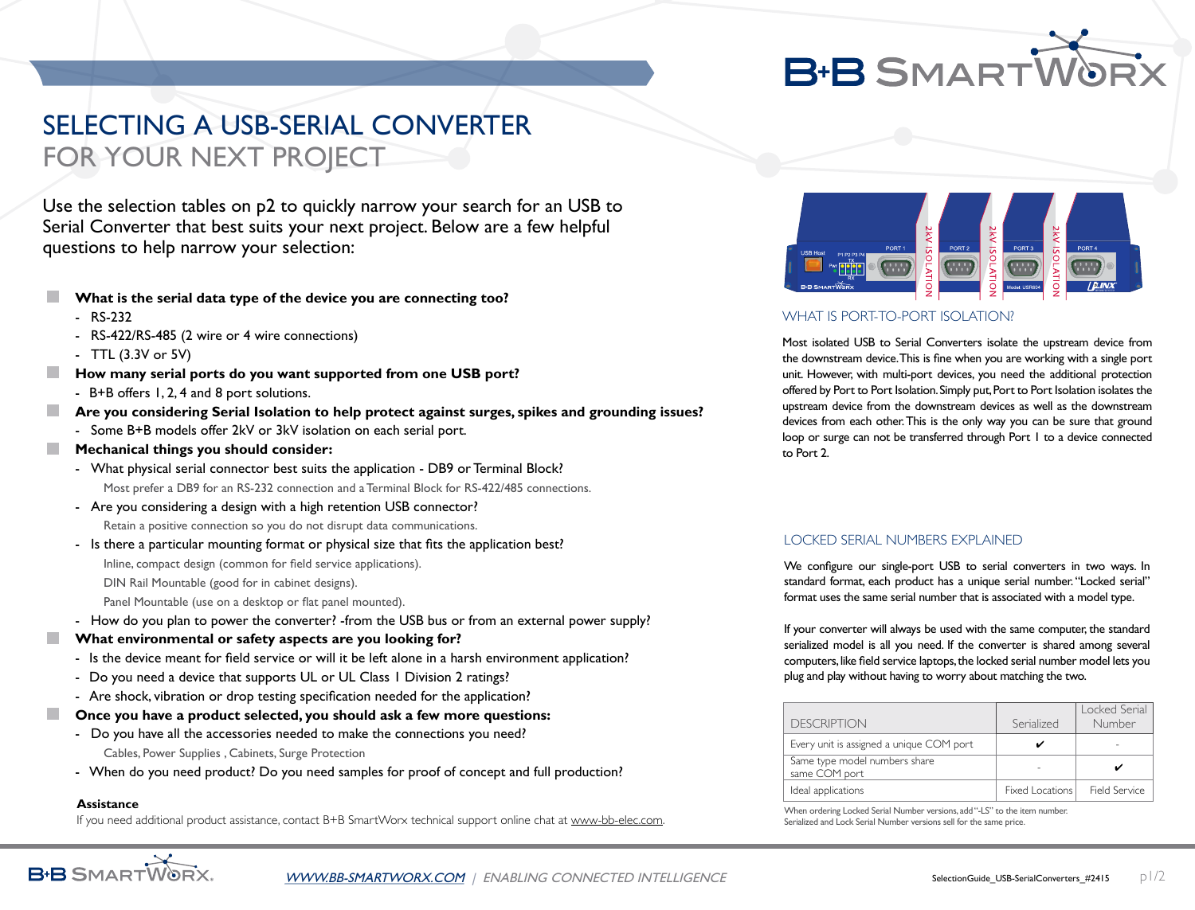# SELECTING A USB-SERIAL CONVERTER
## FOR YOUR NEXT PROJECT

Use the selection tables on p2 to quickly narrow your search for an USB to Serial Converter that best suits your next project. Below are a few helpful questions to help narrow your selection:

- **What is the serial data type of the device you are connecting too?**
  - RS-232
  - RS-422/RS-485 (2 wire or 4 wire connections)
  - TTL (3.3V or 5V)
- **How many serial ports do you want supported from one USB port?**
  - B+B offers 1, 2, 4 and 8 port solutions.
- **Are you considering Serial Isolation to help protect against surges, spikes and grounding issues?**
  - Some B+B models offer 2kV or 3kV isolation on each serial port.
- **Mechanical things you should consider:**
  - What physical serial connector best suits the application - DB9 or Terminal Block?

    Most prefer a DB9 for an RS-232 connection and a Terminal Block for RS-422/485 connections.
  - Are you considering a design with a high retention USB connector?

    Retain a positive connection so you do not disrupt data communications.
  - Is there a particular mounting format or physical size that fits the application best?

    Inline, compact design (common for field service applications).

    DIN Rail Mountable (good for in cabinet designs).

    Panel Mountable (use on a desktop or flat panel mounted).
  - How do you plan to power the converter? -from the USB bus or from an external power supply?
- **What environmental or safety aspects are you looking for?**
  - Is the device meant for field service or will it be left alone in a harsh environment application?
  - Do you need a device that supports UL or UL Class 1 Division 2 ratings?
  - Are shock, vibration or drop testing specification needed for the application?
- **Once you have a product selected, you should ask a few more questions:**
  - Do you have all the accessories needed to make the connections you need?

    Cables, Power Supplies , Cabinets, Surge Protection
  - When do you need product? Do you need samples for proof of concept and full production?

**Assistance**

If you need additional product assistance, contact B+B SmartWorx technical support online chat at www-bb-elec.com.

## WHAT IS PORT-TO-PORT ISOLATION?

Most isolated USB to Serial Converters isolate the upstream device from the downstream device. This is fine when you are working with a single port unit. However, with multi-port devices, you need the additional protection offered by Port to Port Isolation. Simply put, Port to Port Isolation isolates the upstream device from the downstream devices as well as the downstream devices from each other. This is the only way you can be sure that ground loop or surge can not be transferred through Port 1 to a device connected to Port 2.

## LOCKED SERIAL NUMBERS EXPLAINED

We configure our single-port USB to serial converters in two ways. In standard format, each product has a unique serial number. "Locked serial" format uses the same serial number that is associated with a model type.

If your converter will always be used with the same computer, the standard serialized model is all you need. If the converter is shared among several computers, like field service laptops, the locked serial number model lets you plug and play without having to worry about matching the two.

| DESCRIPTION | Serialized | Locked Serial Number |
|---|---|---|
| Every unit is assigned a unique COM port | ✔ | - |
| Same type model numbers share same COM port | - | ✔ |
| Ideal applications | Fixed Locations | Field Service |

When ordering Locked Serial Number versions, add "-LS" to the item number.
Serialized and Lock Serial Number versions sell for the same price.

WWW.BB-SMARTWORX.COM | ENABLING CONNECTED INTELLIGENCE

SelectionGuide_USB-SerialConverters_#2415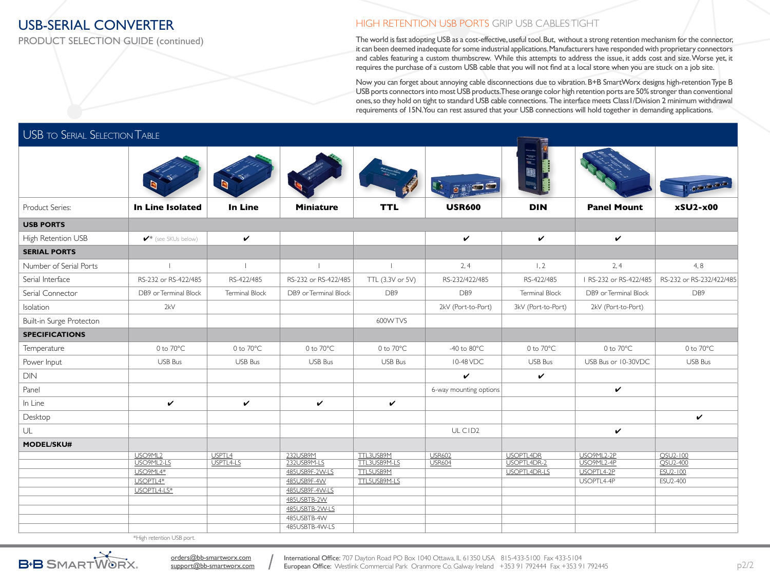# USB-SERIAL CONVERTER

PRODUCT SELECTION GUIDE (continued)

## HIGH RETENTION USB PORTS GRIP USB CABLES TIGHT

The world is fast adopting USB as a cost-effective, useful tool. But, without a strong retention mechanism for the connector, it can been deemed inadequate for some industrial applications. Manufacturers have responded with proprietary connectors and cables featuring a custom thumbscrew. While this attempts to address the issue, it adds cost and size. Worse yet, it requires the purchase of a custom USB cable that you will not find at a local store when you are stuck on a job site.

Now you can forget about annoying cable disconnections due to vibration. B+B SmartWorx designs high-retention Type B USB ports connectors into most USB products. These orange color high retention ports are 50% stronger than conventional ones, so they hold on tight to standard USB cable connections. The interface meets Class1/Division 2 minimum withdrawal requirements of 15N. You can rest assured that your USB connections will hold together in demanding applications.

## USB to Serial Selection Table

| Product Series: | In Line Isolated | In Line | Miniature | TTL | USR600 | DIN | Panel Mount | xSU2-x00 |
|---|---|---|---|---|---|---|---|---|
| **USB PORTS** | | | | | | | | |
| High Retention USB | ✔* (see SKUs below) | ✔ | | | ✔ | ✔ | ✔ | |
| **SERIAL PORTS** | | | | | | | | |
| Number of Serial Ports | 1 | 1 | 1 | 1 | 2, 4 | 1, 2 | 2, 4 | 4, 8 |
| Serial Interface | RS-232 or RS-422/485 | RS-422/485 | RS-232 or RS-422/485 | TTL (3.3V or 5V) | RS-232/422/485 | RS-422/485 | 1 RS-232 or RS-422/485 | RS-232 or RS-232/422/485 |
| Serial Connector | DB9 or Terminal Block | Terminal Block | DB9 or Terminal Block | DB9 | DB9 | Terminal Block | DB9 or Terminal Block | DB9 |
| Isolation | 2kV | | | | 2kV (Port-to-Port) | 3kV (Port-to-Port) | 2kV (Port-to-Port) | |
| Built-in Surge Protecton | | | | 600W TVS | | | | |
| **SPECIFICATIONS** | | | | | | | | |
| Temperature | 0 to 70°C | 0 to 70°C | 0 to 70°C | 0 to 70°C | -40 to 80°C | 0 to 70°C | 0 to 70°C | 0 to 70°C |
| Power Input | USB Bus | USB Bus | USB Bus | USB Bus | 10-48 VDC | USB Bus | USB Bus or 10-30VDC | USB Bus |
| DIN | | | | | ✔ | ✔ | | |
| Panel | | | | | 6-way mounting options | | ✔ | |
| In Line | ✔ | ✔ | ✔ | ✔ | | | | |
| Desktop | | | | | | | | ✔ |
| UL | | | | | UL C1D2 | | ✔ | |
| **MODEL/SKU#** | | | | | | | | |
| | USO9ML2 | USPTL4 | 232USB9M | TTL3USB9M | USR602 | USOPTL4DR | USO9ML2-2P | QSU2-100 |
| | USO9ML2-LS | USPTL4-LS | 232USB9M-LS | TTL3USB9M-LS | USR604 | USOPTL4DR-2 | USO9ML2-4P | QSU2-400 |
| | USO9ML4* | | 485USB9F-2W-LS | TTL5USB9M | | USOPTL4DR-LS | USOPTL4-2P | ESU2-100 |
| | USOPTL4* | | 485USB9F-4W | TTL5USB9M-LS | | | USOPTL4-4P | ESU2-400 |
| | USOPTL4-LS* | | 485USB9F-4W-LS | | | | | |
| | | | 485USBTB-2W | | | | | |
| | | | 485USBTB-2W-LS | | | | | |
| | | | 485USBTB-4W | | | | | |
| | | | 485USBTB-4W-LS | | | | | |

*High retention USB port.

B+B SMARTWORX

orders@bb-smartworx.com
support@bb-smartworx.com

International Office: 707 Dayton Road PO Box 1040 Ottawa, IL 61350 USA 815-433-5100 Fax 433-5104
European Office: Westlink Commercial Park Oranmore Co. Galway Ireland +353 91 792444 Fax +353 91 792445